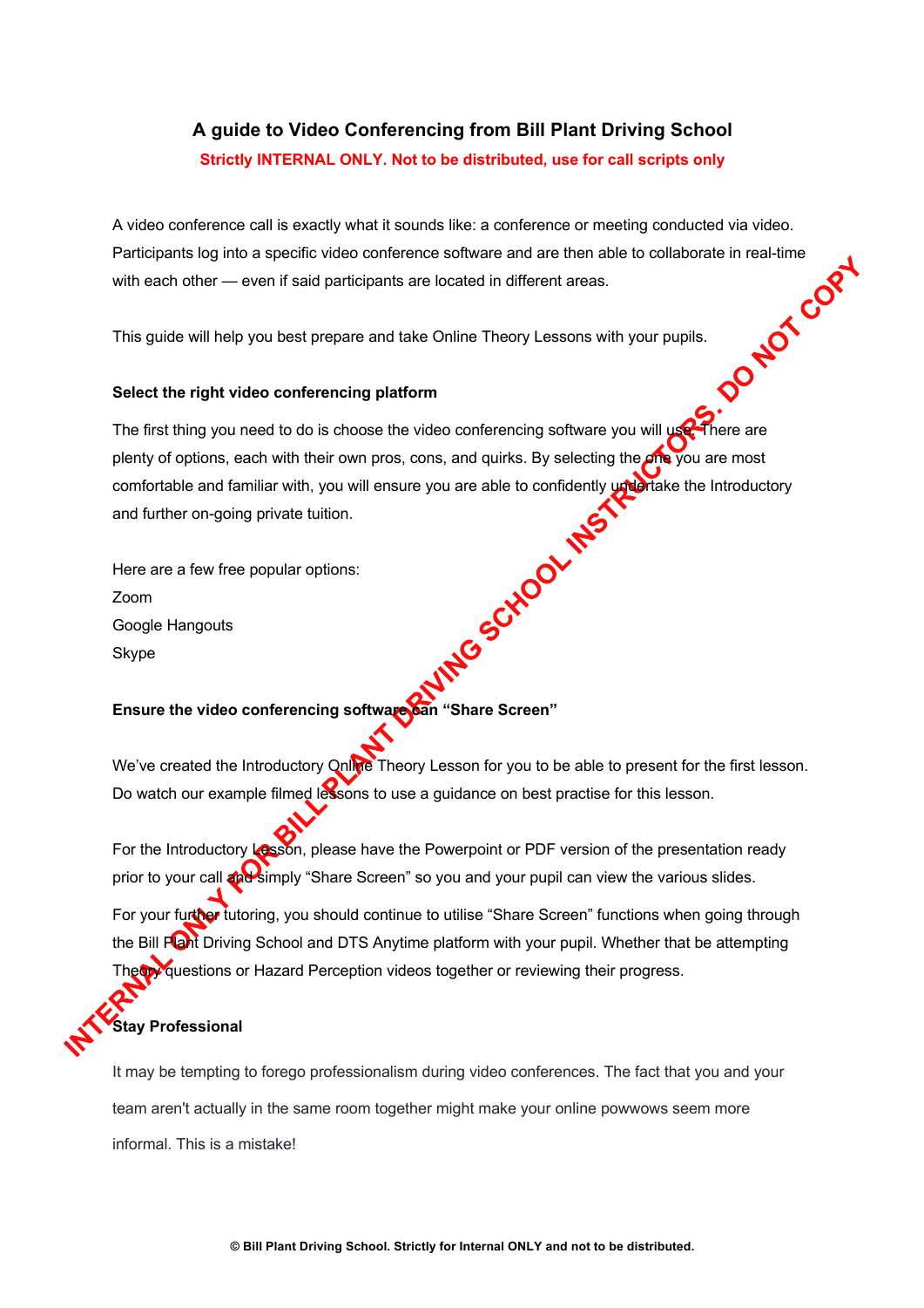# A guide to Video Conferencing from Bill Plant Driving School

**Strictly INTERNAL ONLY. Not to be distributed, use for call scripts only**

A video conference call is exactly what it sounds like: a conference or meeting conducted via video. Participants log into a specific video conference software and are then able to collaborate in real-time with each other — even if said participants are located in different areas.

This guide will help you best prepare and take Online Theory Lessons with your pupils.

**Select the right video conferencing platform**

The first thing you need to do is choose the video conferencing software you will use. There are plenty of options, each with their own pros, cons, and quirks. By selecting the one you are most comfortable and familiar with, you will ensure you are able to confidently undertake the Introductory and further on-going private tuition.

Here are a few free popular options:
Zoom
Google Hangouts
Skype

**Ensure the video conferencing software can "Share Screen"**

We've created the Introductory Online Theory Lesson for you to be able to present for the first lesson. Do watch our example filmed lessons to use a guidance on best practise for this lesson.

For the Introductory Lesson, please have the Powerpoint or PDF version of the presentation ready prior to your call and simply "Share Screen" so you and your pupil can view the various slides.

For your further tutoring, you should continue to utilise "Share Screen" functions when going through the Bill Plant Driving School and DTS Anytime platform with your pupil. Whether that be attempting Theory questions or Hazard Perception videos together or reviewing their progress.

**Stay Professional**

It may be tempting to forego professionalism during video conferences. The fact that you and your team aren't actually in the same room together might make your online powwows seem more informal. This is a mistake!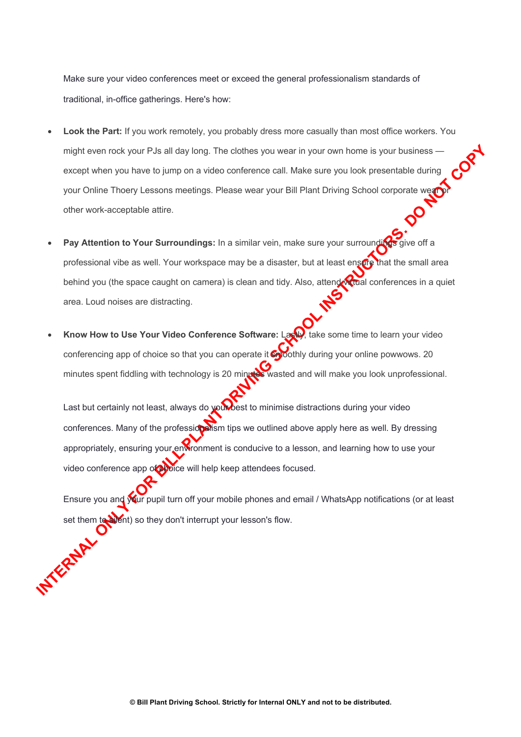Make sure your video conferences meet or exceed the general professionalism standards of traditional, in-office gatherings. Here's how:

- **Look the Part:** If you work remotely, you probably dress more casually than most office workers. You might even rock your PJs all day long. The clothes you wear in your own home is your business — except when you have to jump on a video conference call. Make sure you look presentable during your Online Thoery Lessons meetings. Please wear your Bill Plant Driving School corporate wear or other work-acceptable attire.

- **Pay Attention to Your Surroundings:** In a similar vein, make sure your surroundings give off a professional vibe as well. Your workspace may be a disaster, but at least ensure that the small area behind you (the space caught on camera) is clean and tidy. Also, attend virtual conferences in a quiet area. Loud noises are distracting.

- **Know How to Use Your Video Conference Software:** Lastly, take some time to learn your video conferencing app of choice so that you can operate it smoothly during your online powwows. 20 minutes spent fiddling with technology is 20 minutes wasted and will make you look unprofessional.

  Last but certainly not least, always do your best to minimise distractions during your video conferences. Many of the professionalism tips we outlined above apply here as well. By dressing appropriately, ensuring your environment is conducive to a lesson, and learning how to use your video conference app of choice will help keep attendees focused.

  Ensure you and your pupil turn off your mobile phones and email / WhatsApp notifications (or at least set them to silent) so they don't interrupt your lesson's flow.

INTERNAL ONLY FOR BILL PLANT DRIVING SCHOOL INSTRUCTORS. DO NOT COPY

**© Bill Plant Driving School. Strictly for Internal ONLY and not to be distributed.**